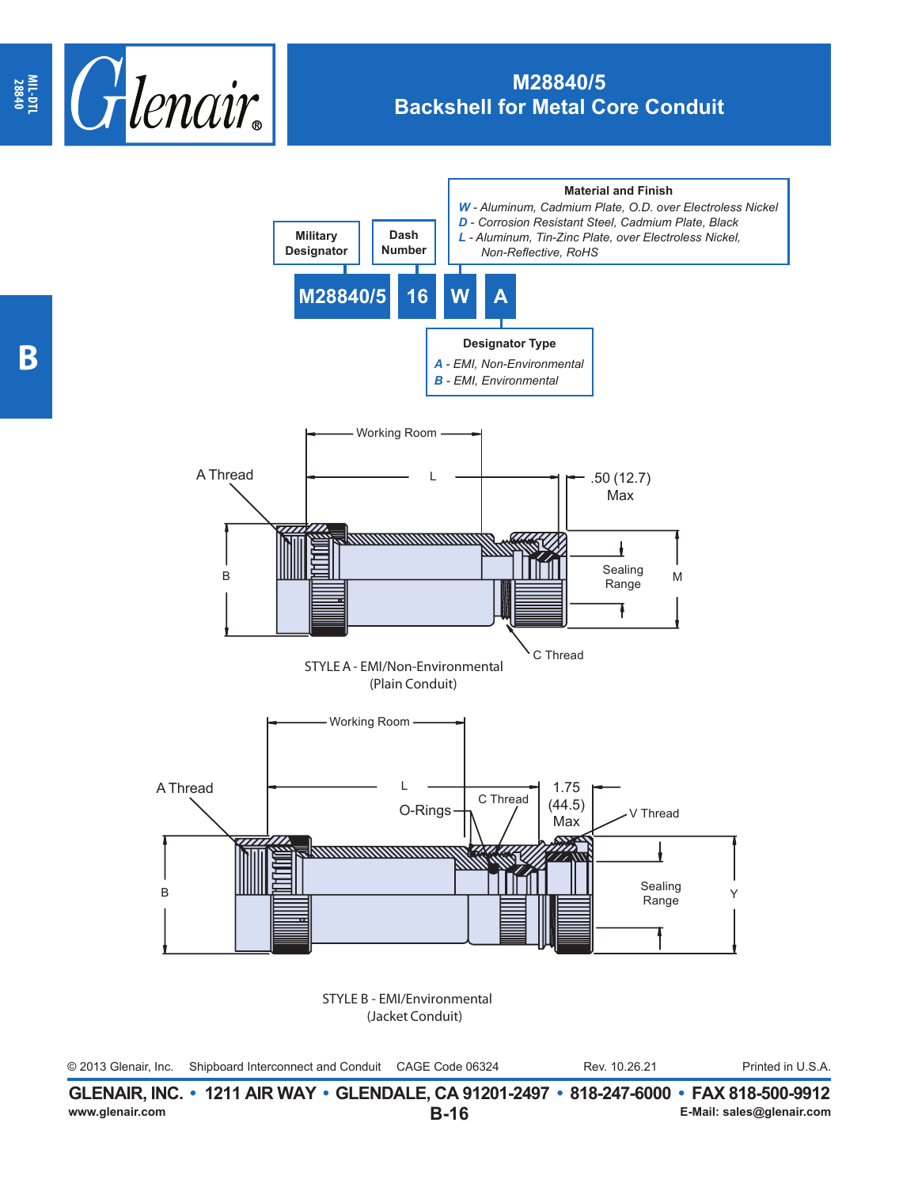# M28840/5
## Backshell for Metal Core Conduit

**M28840/5 16 W A**

**Military Designator** — M28840/5

**Dash Number** — 16

**Material and Finish**
- *W - Aluminum, Cadmium Plate, O.D. over Electroless Nickel*
- *D - Corrosion Resistant Steel, Cadmium Plate, Black*
- *L - Aluminum, Tin-Zinc Plate, over Electroless Nickel, Non-Reflective, RoHS*

**Designator Type**
- *A - EMI, Non-Environmental*
- *B - EMI, Environmental*

Working Room

A Thread

L

.50 (12.7) Max

B

Sealing Range

M

C Thread

STYLE A - EMI/Non-Environmental (Plain Conduit)

Working Room

A Thread

L

O-Rings

C Thread

1.75 (44.5) Max

V Thread

B

Sealing Range

Y

STYLE B - EMI/Environmental (Jacket Conduit)

© 2013 Glenair, Inc. Shipboard Interconnect and Conduit CAGE Code 06324 Rev. 10.26.21 Printed in U.S.A.

**GLENAIR, INC. • 1211 AIR WAY • GLENDALE, CA 91201-2497 • 818-247-6000 • FAX 818-500-9912**
www.glenair.com **B-16** E-Mail: sales@glenair.com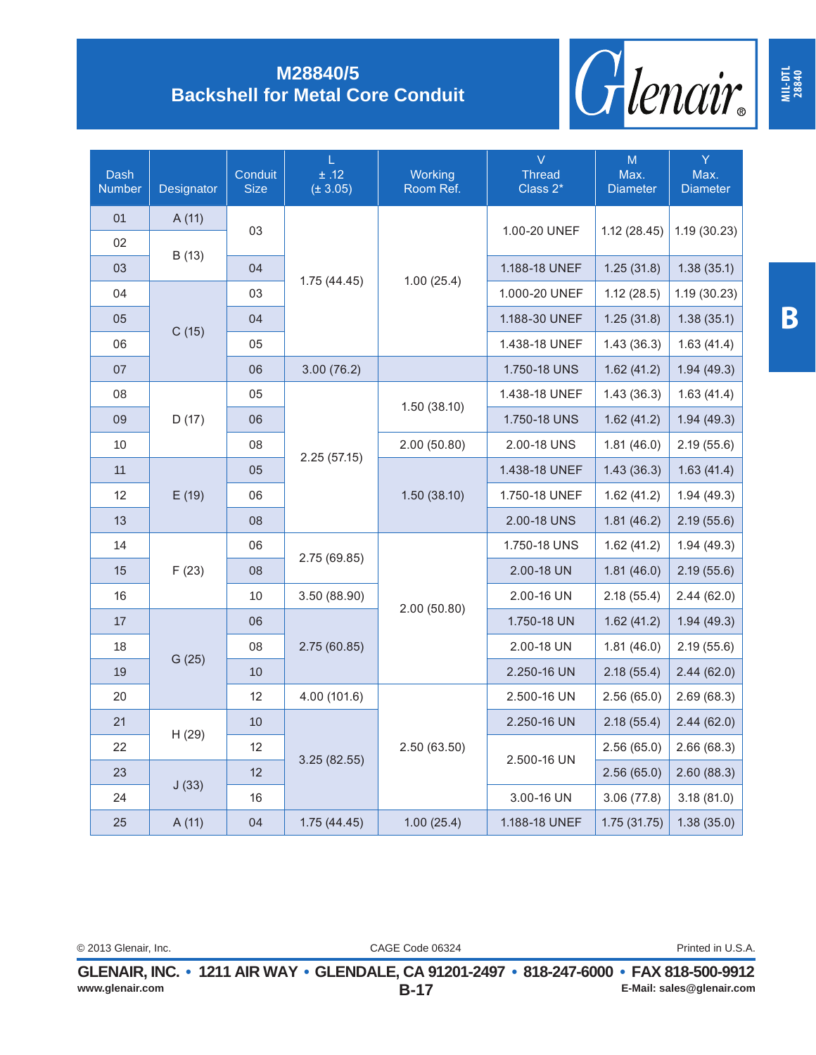# M28840/5
## Backshell for Metal Core Conduit

| Dash Number | Designator | Conduit Size | L ± .12 (± 3.05) | Working Room Ref. | V Thread Class 2* | M Max. Diameter | Y Max. Diameter |
|---|---|---|---|---|---|---|---|
| 01 | A (11) | 03 | 1.75 (44.45) | 1.00 (25.4) | 1.00-20 UNEF | 1.12 (28.45) | 1.19 (30.23) |
| 02 | B (13) | 03 | 1.75 (44.45) | 1.00 (25.4) | 1.00-20 UNEF | 1.12 (28.45) | 1.19 (30.23) |
| 03 | B (13) | 04 | 1.75 (44.45) | 1.00 (25.4) | 1.188-18 UNEF | 1.25 (31.8) | 1.38 (35.1) |
| 04 | C (15) | 03 | 1.75 (44.45) | 1.00 (25.4) | 1.000-20 UNEF | 1.12 (28.5) | 1.19 (30.23) |
| 05 | C (15) | 04 | 1.75 (44.45) | 1.00 (25.4) | 1.188-30 UNEF | 1.25 (31.8) | 1.38 (35.1) |
| 06 | C (15) | 05 | 1.75 (44.45) | 1.00 (25.4) | 1.438-18 UNEF | 1.43 (36.3) | 1.63 (41.4) |
| 07 | C (15) | 06 | 3.00 (76.2) | | 1.750-18 UNS | 1.62 (41.2) | 1.94 (49.3) |
| 08 | D (17) | 05 | 2.25 (57.15) | 1.50 (38.10) | 1.438-18 UNEF | 1.43 (36.3) | 1.63 (41.4) |
| 09 | D (17) | 06 | 2.25 (57.15) | 1.50 (38.10) | 1.750-18 UNS | 1.62 (41.2) | 1.94 (49.3) |
| 10 | D (17) | 08 | 2.25 (57.15) | 2.00 (50.80) | 2.00-18 UNS | 1.81 (46.0) | 2.19 (55.6) |
| 11 | E (19) | 05 | 2.25 (57.15) | 1.50 (38.10) | 1.438-18 UNEF | 1.43 (36.3) | 1.63 (41.4) |
| 12 | E (19) | 06 | 2.25 (57.15) | 1.50 (38.10) | 1.750-18 UNEF | 1.62 (41.2) | 1.94 (49.3) |
| 13 | E (19) | 08 | 2.25 (57.15) | 1.50 (38.10) | 2.00-18 UNS | 1.81 (46.2) | 2.19 (55.6) |
| 14 | F (23) | 06 | 2.75 (69.85) | 2.00 (50.80) | 1.750-18 UNS | 1.62 (41.2) | 1.94 (49.3) |
| 15 | F (23) | 08 | 2.75 (69.85) | 2.00 (50.80) | 2.00-18 UN | 1.81 (46.0) | 2.19 (55.6) |
| 16 | F (23) | 10 | 3.50 (88.90) | 2.00 (50.80) | 2.00-16 UN | 2.18 (55.4) | 2.44 (62.0) |
| 17 | G (25) | 06 | 2.75 (60.85) | 2.00 (50.80) | 1.750-18 UN | 1.62 (41.2) | 1.94 (49.3) |
| 18 | G (25) | 08 | 2.75 (60.85) | 2.00 (50.80) | 2.00-18 UN | 1.81 (46.0) | 2.19 (55.6) |
| 19 | G (25) | 10 | 2.75 (60.85) | 2.00 (50.80) | 2.250-16 UN | 2.18 (55.4) | 2.44 (62.0) |
| 20 | G (25) | 12 | 4.00 (101.6) | 2.50 (63.50) | 2.500-16 UN | 2.56 (65.0) | 2.69 (68.3) |
| 21 | H (29) | 10 | 3.25 (82.55) | 2.50 (63.50) | 2.250-16 UN | 2.18 (55.4) | 2.44 (62.0) |
| 22 | H (29) | 12 | 3.25 (82.55) | 2.50 (63.50) | 2.500-16 UN | 2.56 (65.0) | 2.66 (68.3) |
| 23 | J (33) | 12 | 3.25 (82.55) | 2.50 (63.50) | 2.500-16 UN | 2.56 (65.0) | 2.60 (88.3) |
| 24 | J (33) | 16 | 3.25 (82.55) | 2.50 (63.50) | 3.00-16 UN | 3.06 (77.8) | 3.18 (81.0) |
| 25 | A (11) | 04 | 1.75 (44.45) | 1.00 (25.4) | 1.188-18 UNEF | 1.75 (31.75) | 1.38 (35.0) |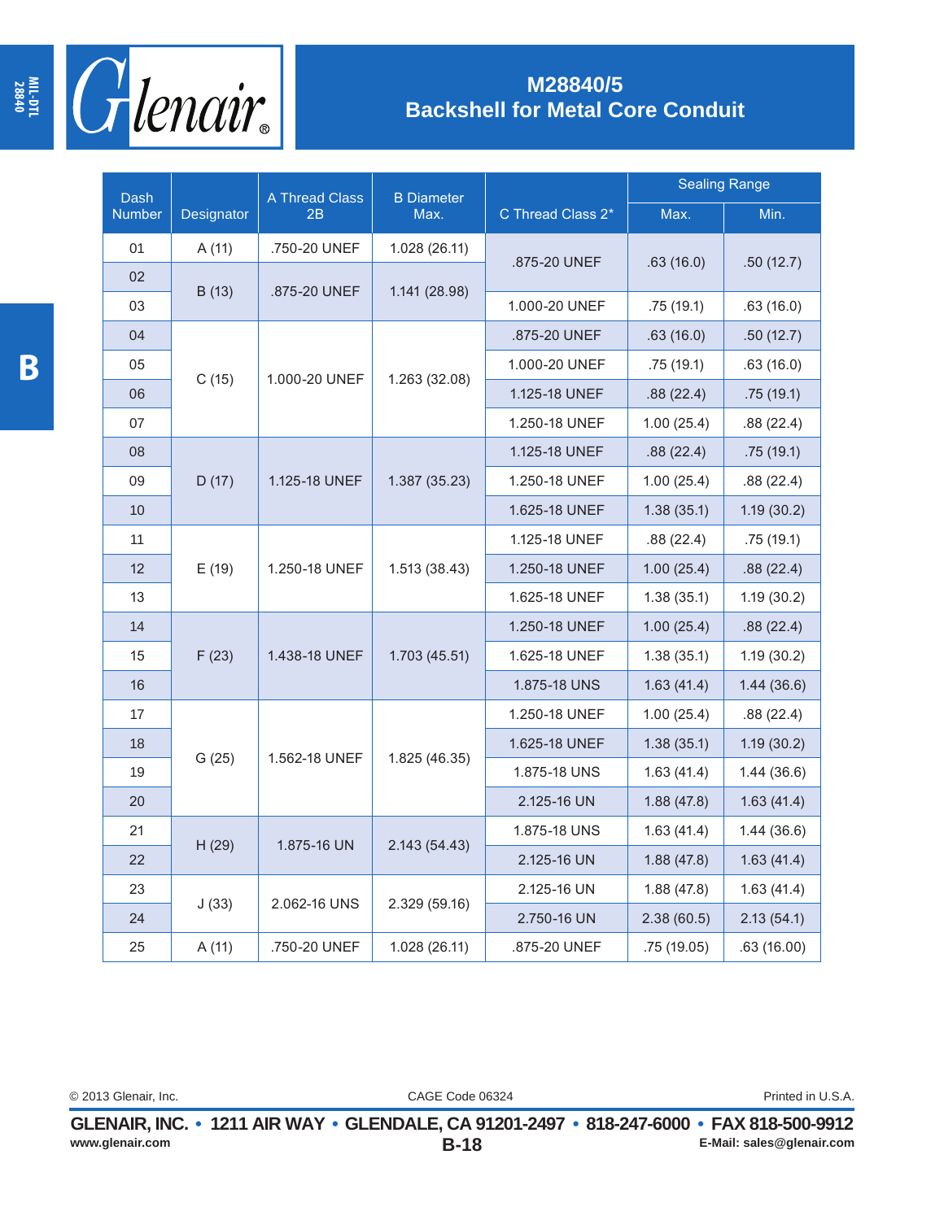# M28840/5
## Backshell for Metal Core Conduit

| Dash Number | Designator | A Thread Class 2B | B Diameter Max. | C Thread Class 2* | Sealing Range | |
|---|---|---|---|---|---|---|
| | | | | | Max. | Min. |
| 01 | A (11) | .750-20 UNEF | 1.028 (26.11) | .875-20 UNEF | .63 (16.0) | .50 (12.7) |
| 02 | B (13) | .875-20 UNEF | 1.141 (28.98) | .875-20 UNEF | .63 (16.0) | .50 (12.7) |
| 03 | B (13) | .875-20 UNEF | 1.141 (28.98) | 1.000-20 UNEF | .75 (19.1) | .63 (16.0) |
| 04 | C (15) | 1.000-20 UNEF | 1.263 (32.08) | .875-20 UNEF | .63 (16.0) | .50 (12.7) |
| 05 | C (15) | 1.000-20 UNEF | 1.263 (32.08) | 1.000-20 UNEF | .75 (19.1) | .63 (16.0) |
| 06 | C (15) | 1.000-20 UNEF | 1.263 (32.08) | 1.125-18 UNEF | .88 (22.4) | .75 (19.1) |
| 07 | C (15) | 1.000-20 UNEF | 1.263 (32.08) | 1.250-18 UNEF | 1.00 (25.4) | .88 (22.4) |
| 08 | D (17) | 1.125-18 UNEF | 1.387 (35.23) | 1.125-18 UNEF | .88 (22.4) | .75 (19.1) |
| 09 | D (17) | 1.125-18 UNEF | 1.387 (35.23) | 1.250-18 UNEF | 1.00 (25.4) | .88 (22.4) |
| 10 | D (17) | 1.125-18 UNEF | 1.387 (35.23) | 1.625-18 UNEF | 1.38 (35.1) | 1.19 (30.2) |
| 11 | E (19) | 1.250-18 UNEF | 1.513 (38.43) | 1.125-18 UNEF | .88 (22.4) | .75 (19.1) |
| 12 | E (19) | 1.250-18 UNEF | 1.513 (38.43) | 1.250-18 UNEF | 1.00 (25.4) | .88 (22.4) |
| 13 | E (19) | 1.250-18 UNEF | 1.513 (38.43) | 1.625-18 UNEF | 1.38 (35.1) | 1.19 (30.2) |
| 14 | F (23) | 1.438-18 UNEF | 1.703 (45.51) | 1.250-18 UNEF | 1.00 (25.4) | .88 (22.4) |
| 15 | F (23) | 1.438-18 UNEF | 1.703 (45.51) | 1.625-18 UNEF | 1.38 (35.1) | 1.19 (30.2) |
| 16 | F (23) | 1.438-18 UNEF | 1.703 (45.51) | 1.875-18 UNS | 1.63 (41.4) | 1.44 (36.6) |
| 17 | G (25) | 1.562-18 UNEF | 1.825 (46.35) | 1.250-18 UNEF | 1.00 (25.4) | .88 (22.4) |
| 18 | G (25) | 1.562-18 UNEF | 1.825 (46.35) | 1.625-18 UNEF | 1.38 (35.1) | 1.19 (30.2) |
| 19 | G (25) | 1.562-18 UNEF | 1.825 (46.35) | 1.875-18 UNS | 1.63 (41.4) | 1.44 (36.6) |
| 20 | G (25) | 1.562-18 UNEF | 1.825 (46.35) | 2.125-16 UN | 1.88 (47.8) | 1.63 (41.4) |
| 21 | H (29) | 1.875-16 UN | 2.143 (54.43) | 1.875-18 UNS | 1.63 (41.4) | 1.44 (36.6) |
| 22 | H (29) | 1.875-16 UN | 2.143 (54.43) | 2.125-16 UN | 1.88 (47.8) | 1.63 (41.4) |
| 23 | J (33) | 2.062-16 UNS | 2.329 (59.16) | 2.125-16 UN | 1.88 (47.8) | 1.63 (41.4) |
| 24 | J (33) | 2.062-16 UNS | 2.329 (59.16) | 2.750-16 UN | 2.38 (60.5) | 2.13 (54.1) |
| 25 | A (11) | .750-20 UNEF | 1.028 (26.11) | .875-20 UNEF | .75 (19.05) | .63 (16.00) |

© 2013 Glenair, Inc. CAGE Code 06324 Printed in U.S.A.

GLENAIR, INC. • 1211 AIR WAY • GLENDALE, CA 91201-2497 • 818-247-6000 • FAX 818-500-9912
www.glenair.com E-Mail: sales@glenair.com